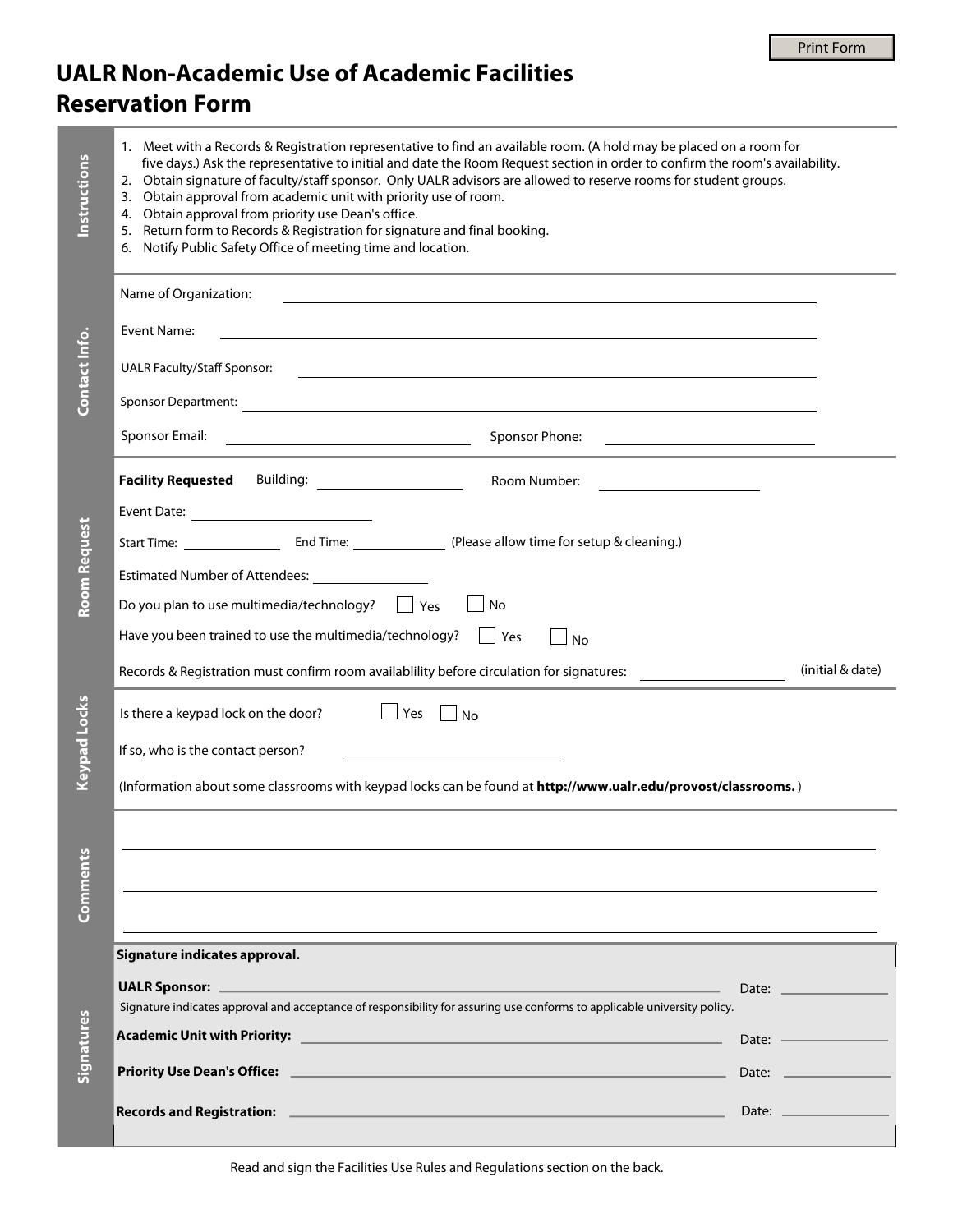# UALR Non-Academic Use of Academic Facilities Reservation Form

## Instructions

1. Meet with a Records & Registration representative to find an available room. (A hold may be placed on a room for five days.) Ask the representative to initial and date the Room Request section in order to confirm the room's availability.
2. Obtain signature of faculty/staff sponsor. Only UALR advisors are allowed to reserve rooms for student groups.
3. Obtain approval from academic unit with priority use of room.
4. Obtain approval from priority use Dean's office.
5. Return form to Records & Registration for signature and final booking.
6. Notify Public Safety Office of meeting time and location.

## Contact Info.

Name of Organization: ______________________________

Event Name: ______________________________

UALR Faculty/Staff Sponsor: ______________________________

Sponsor Department: ______________________________

Sponsor Email: ______________________ Sponsor Phone: ______________________

## Room Request

**Facility Requested** Building: ______________ Room Number: ______________

Event Date: ______________

Start Time: __________ End Time: __________ (Please allow time for setup & cleaning.)

Estimated Number of Attendees: __________

Do you plan to use multimedia/technology? ☐ Yes ☐ No

Have you been trained to use the multimedia/technology? ☐ Yes ☐ No

Records & Registration must confirm room availablility before circulation for signatures: ______________ (initial & date)

## Keypad Locks

Is there a keypad lock on the door? ☐ Yes ☐ No

If so, who is the contact person? ______________________

(Information about some classrooms with keypad locks can be found at **http://www.ualr.edu/provost/classrooms.** )

## Comments

______________________________________________________________

______________________________________________________________

______________________________________________________________

## Signatures

**Signature indicates approval.**

**UALR Sponsor:** ______________________________ Date: __________

Signature indicates approval and acceptance of responsibility for assuring use conforms to applicable university policy.

**Academic Unit with Priority:** ______________________________ Date: __________

**Priority Use Dean's Office:** ______________________________ Date: __________

**Records and Registration:** ______________________________ Date: __________

Read and sign the Facilities Use Rules and Regulations section on the back.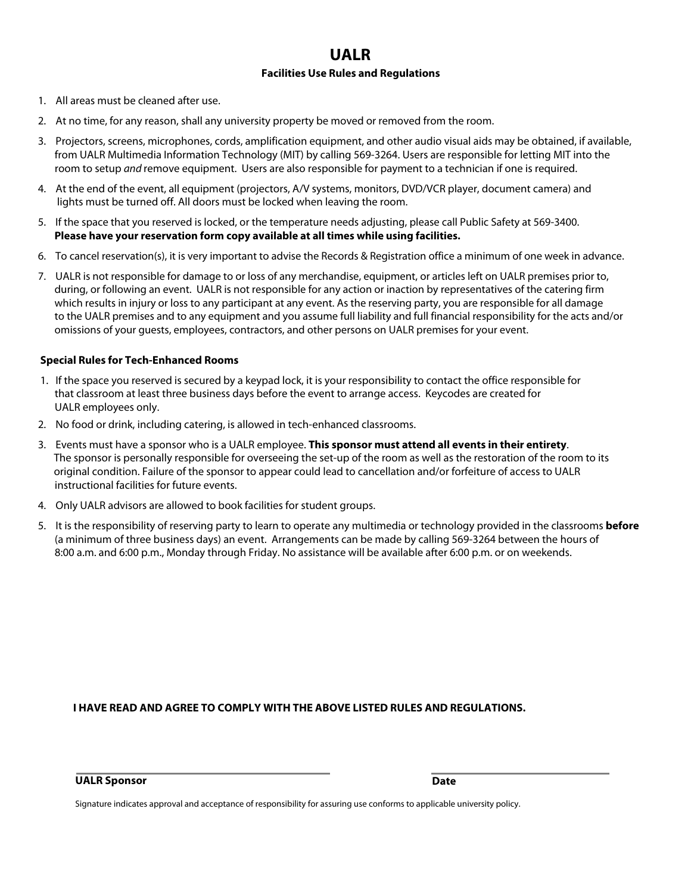# UALR

## Facilities Use Rules and Regulations

1. All areas must be cleaned after use.
2. At no time, for any reason, shall any university property be moved or removed from the room.
3. Projectors, screens, microphones, cords, amplification equipment, and other audio visual aids may be obtained, if available, from UALR Multimedia Information Technology (MIT) by calling 569-3264. Users are responsible for letting MIT into the room to setup *and* remove equipment. Users are also responsible for payment to a technician if one is required.
4. At the end of the event, all equipment (projectors, A/V systems, monitors, DVD/VCR player, document camera) and lights must be turned off. All doors must be locked when leaving the room.
5. If the space that you reserved is locked, or the temperature needs adjusting, please call Public Safety at 569-3400. **Please have your reservation form copy available at all times while using facilities.**
6. To cancel reservation(s), it is very important to advise the Records & Registration office a minimum of one week in advance.
7. UALR is not responsible for damage to or loss of any merchandise, equipment, or articles left on UALR premises prior to, during, or following an event. UALR is not responsible for any action or inaction by representatives of the catering firm which results in injury or loss to any participant at any event. As the reserving party, you are responsible for all damage to the UALR premises and to any equipment and you assume full liability and full financial responsibility for the acts and/or omissions of your guests, employees, contractors, and other persons on UALR premises for your event.

**Special Rules for Tech-Enhanced Rooms**

1. If the space you reserved is secured by a keypad lock, it is your responsibility to contact the office responsible for that classroom at least three business days before the event to arrange access. Keycodes are created for UALR employees only.
2. No food or drink, including catering, is allowed in tech-enhanced classrooms.
3. Events must have a sponsor who is a UALR employee. **This sponsor must attend all events in their entirety**. The sponsor is personally responsible for overseeing the set-up of the room as well as the restoration of the room to its original condition. Failure of the sponsor to appear could lead to cancellation and/or forfeiture of access to UALR instructional facilities for future events.
4. Only UALR advisors are allowed to book facilities for student groups.
5. It is the responsibility of reserving party to learn to operate any multimedia or technology provided in the classrooms **before** (a minimum of three business days) an event. Arrangements can be made by calling 569-3264 between the hours of 8:00 a.m. and 6:00 p.m., Monday through Friday. No assistance will be available after 6:00 p.m. or on weekends.

**I HAVE READ AND AGREE TO COMPLY WITH THE ABOVE LISTED RULES AND REGULATIONS.**

**UALR Sponsor** ______________________ **Date** ______________________

Signature indicates approval and acceptance of responsibility for assuring use conforms to applicable university policy.